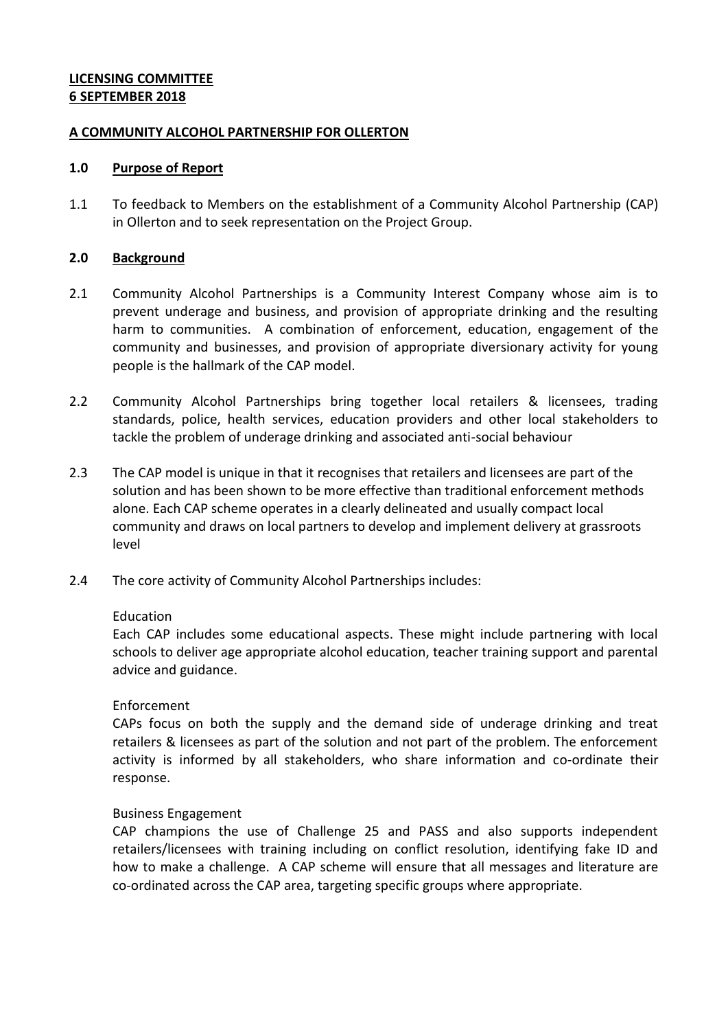**LICENSING COMMITTEE**
**6 SEPTEMBER 2018**

**A COMMUNITY ALCOHOL PARTNERSHIP FOR OLLERTON**

## 1.0 Purpose of Report

1.1 To feedback to Members on the establishment of a Community Alcohol Partnership (CAP) in Ollerton and to seek representation on the Project Group.

## 2.0 Background

2.1 Community Alcohol Partnerships is a Community Interest Company whose aim is to prevent underage and business, and provision of appropriate drinking and the resulting harm to communities. A combination of enforcement, education, engagement of the community and businesses, and provision of appropriate diversionary activity for young people is the hallmark of the CAP model.

2.2 Community Alcohol Partnerships bring together local retailers & licensees, trading standards, police, health services, education providers and other local stakeholders to tackle the problem of underage drinking and associated anti-social behaviour

2.3 The CAP model is unique in that it recognises that retailers and licensees are part of the solution and has been shown to be more effective than traditional enforcement methods alone. Each CAP scheme operates in a clearly delineated and usually compact local community and draws on local partners to develop and implement delivery at grassroots level

2.4 The core activity of Community Alcohol Partnerships includes:

Education
Each CAP includes some educational aspects. These might include partnering with local schools to deliver age appropriate alcohol education, teacher training support and parental advice and guidance.

Enforcement
CAPs focus on both the supply and the demand side of underage drinking and treat retailers & licensees as part of the solution and not part of the problem. The enforcement activity is informed by all stakeholders, who share information and co-ordinate their response.

Business Engagement
CAP champions the use of Challenge 25 and PASS and also supports independent retailers/licensees with training including on conflict resolution, identifying fake ID and how to make a challenge. A CAP scheme will ensure that all messages and literature are co-ordinated across the CAP area, targeting specific groups where appropriate.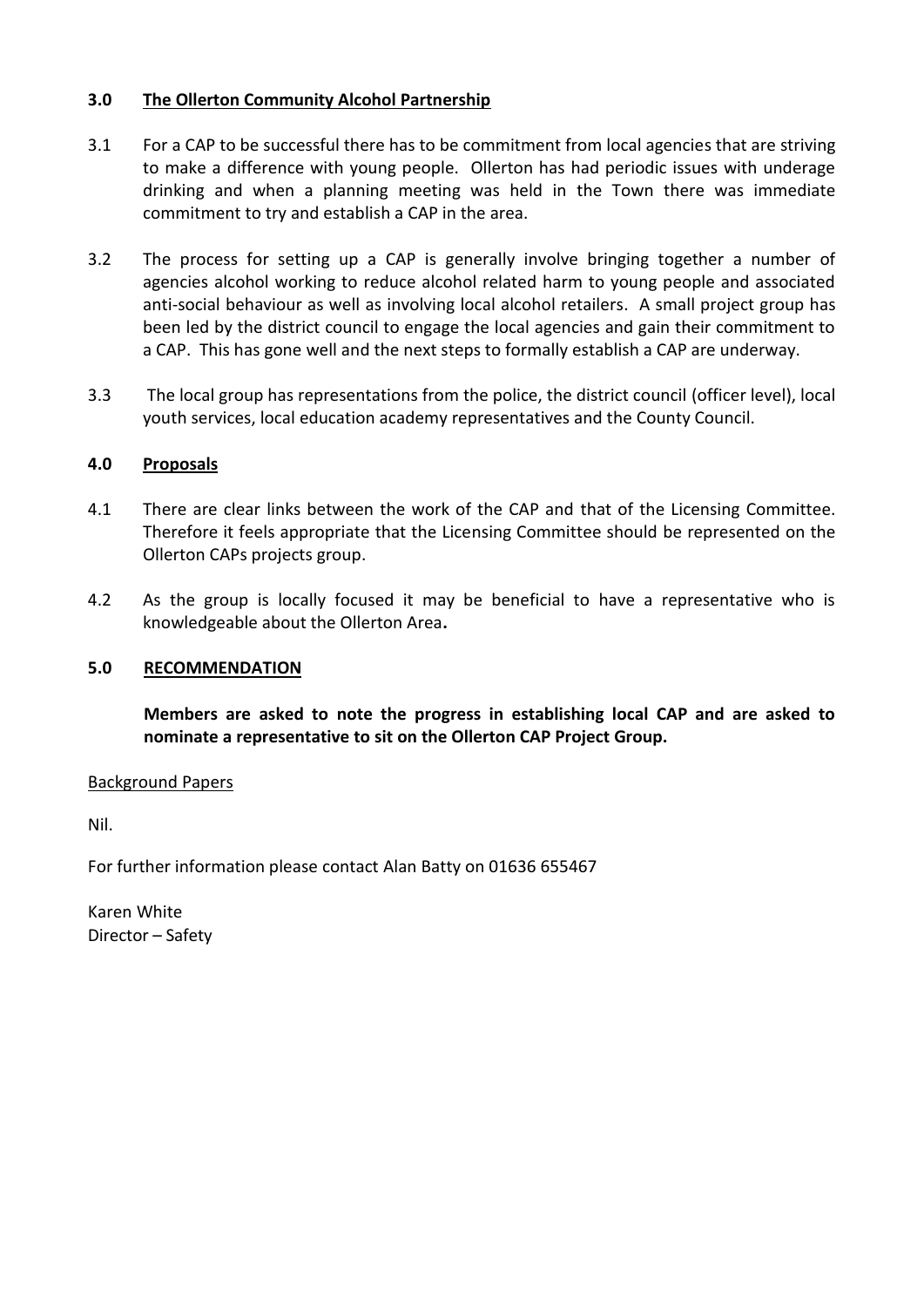## 3.0 The Ollerton Community Alcohol Partnership

3.1 For a CAP to be successful there has to be commitment from local agencies that are striving to make a difference with young people. Ollerton has had periodic issues with underage drinking and when a planning meeting was held in the Town there was immediate commitment to try and establish a CAP in the area.

3.2 The process for setting up a CAP is generally involve bringing together a number of agencies alcohol working to reduce alcohol related harm to young people and associated anti-social behaviour as well as involving local alcohol retailers. A small project group has been led by the district council to engage the local agencies and gain their commitment to a CAP. This has gone well and the next steps to formally establish a CAP are underway.

3.3 The local group has representations from the police, the district council (officer level), local youth services, local education academy representatives and the County Council.

## 4.0 Proposals

4.1 There are clear links between the work of the CAP and that of the Licensing Committee. Therefore it feels appropriate that the Licensing Committee should be represented on the Ollerton CAPs projects group.

4.2 As the group is locally focused it may be beneficial to have a representative who is knowledgeable about the Ollerton Area**.**

## 5.0 RECOMMENDATION

**Members are asked to note the progress in establishing local CAP and are asked to nominate a representative to sit on the Ollerton CAP Project Group.**

Background Papers

Nil.

For further information please contact Alan Batty on 01636 655467

Karen White
Director – Safety